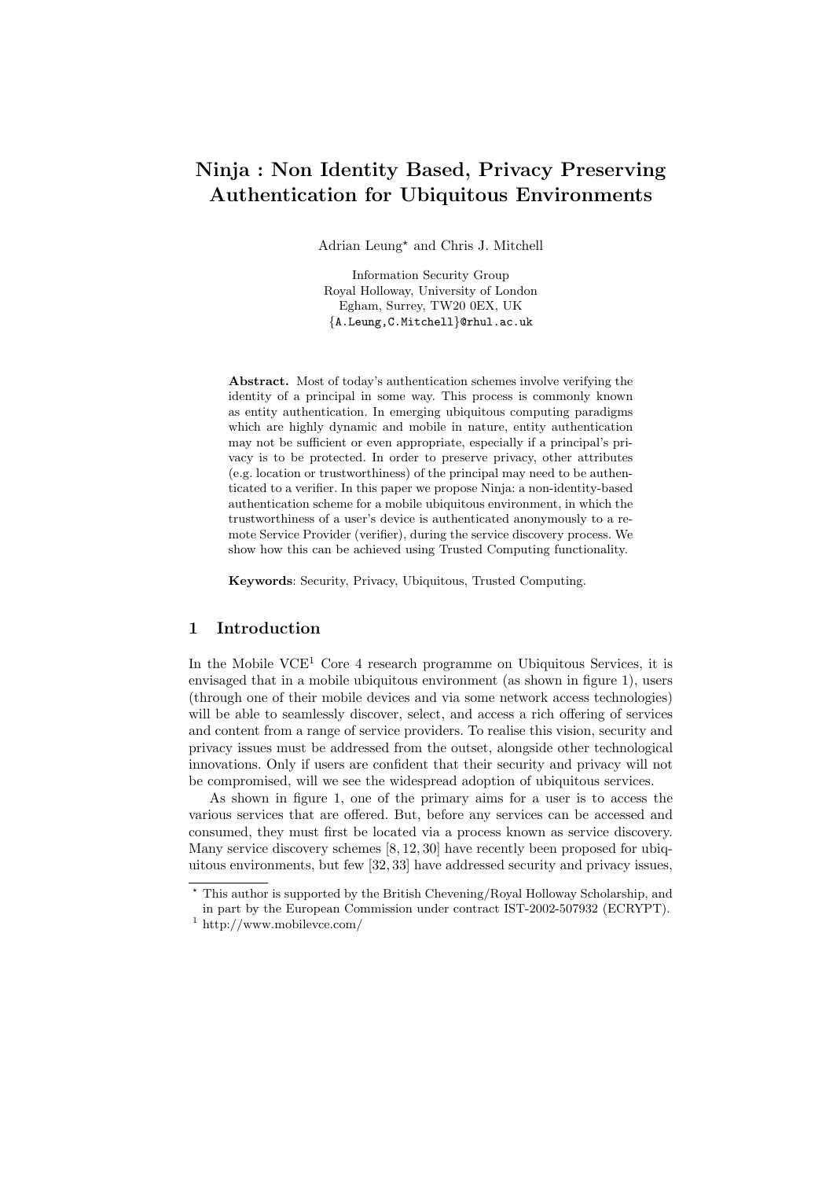# Ninja : Non Identity Based, Privacy Preserving Authentication for Ubiquitous Environments

Adrian Leung* and Chris J. Mitchell

Information Security Group
Royal Holloway, University of London
Egham, Surrey, TW20 0EX, UK
{A.Leung,C.Mitchell}@rhul.ac.uk

**Abstract.** Most of today's authentication schemes involve verifying the identity of a principal in some way. This process is commonly known as entity authentication. In emerging ubiquitous computing paradigms which are highly dynamic and mobile in nature, entity authentication may not be sufficient or even appropriate, especially if a principal's privacy is to be protected. In order to preserve privacy, other attributes (e.g. location or trustworthiness) of the principal may need to be authenticated to a verifier. In this paper we propose Ninja: a non-identity-based authentication scheme for a mobile ubiquitous environment, in which the trustworthiness of a user's device is authenticated anonymously to a remote Service Provider (verifier), during the service discovery process. We show how this can be achieved using Trusted Computing functionality.

**Keywords**: Security, Privacy, Ubiquitous, Trusted Computing.

## 1 Introduction

In the Mobile VCE[1] Core 4 research programme on Ubiquitous Services, it is envisaged that in a mobile ubiquitous environment (as shown in figure 1), users (through one of their mobile devices and via some network access technologies) will be able to seamlessly discover, select, and access a rich offering of services and content from a range of service providers. To realise this vision, security and privacy issues must be addressed from the outset, alongside other technological innovations. Only if users are confident that their security and privacy will not be compromised, will we see the widespread adoption of ubiquitous services.

As shown in figure 1, one of the primary aims for a user is to access the various services that are offered. But, before any services can be accessed and consumed, they must first be located via a process known as service discovery. Many service discovery schemes [8, 12, 30] have recently been proposed for ubiquitous environments, but few [32, 33] have addressed security and privacy issues,

---

* This author is supported by the British Chevening/Royal Holloway Scholarship, and in part by the European Commission under contract IST-2002-507932 (ECRYPT).

[1] http://www.mobilevce.com/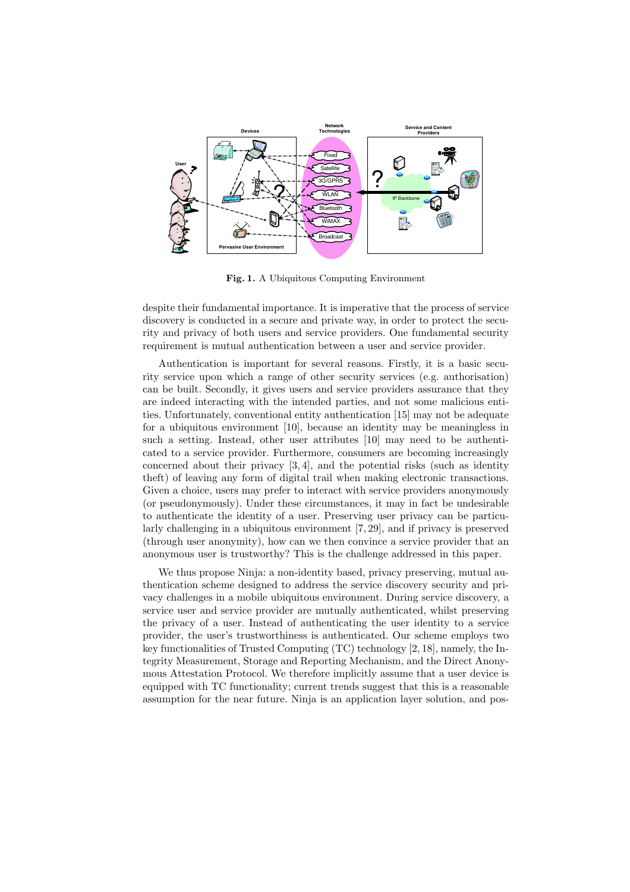Devices

Network Technologies

Service and Content Providers

User

Fixed

Satellite

3G/GPRS

WLAN

Bluetooth

WiMAX

Broadcast

IP Backbone

Pervasive User Environment

**Fig. 1.** A Ubiquitous Computing Environment

despite their fundamental importance. It is imperative that the process of service discovery is conducted in a secure and private way, in order to protect the security and privacy of both users and service providers. One fundamental security requirement is mutual authentication between a user and service provider.

Authentication is important for several reasons. Firstly, it is a basic security service upon which a range of other security services (e.g. authorisation) can be built. Secondly, it gives users and service providers assurance that they are indeed interacting with the intended parties, and not some malicious entities. Unfortunately, conventional entity authentication [15] may not be adequate for a ubiquitous environment [10], because an identity may be meaningless in such a setting. Instead, other user attributes [10] may need to be authenticated to a service provider. Furthermore, consumers are becoming increasingly concerned about their privacy [3, 4], and the potential risks (such as identity theft) of leaving any form of digital trail when making electronic transactions. Given a choice, users may prefer to interact with service providers anonymously (or pseudonymously). Under these circumstances, it may in fact be undesirable to authenticate the identity of a user. Preserving user privacy can be particularly challenging in a ubiquitous environment [7, 29], and if privacy is preserved (through user anonymity), how can we then convince a service provider that an anonymous user is trustworthy? This is the challenge addressed in this paper.

We thus propose Ninja: a non-identity based, privacy preserving, mutual authentication scheme designed to address the service discovery security and privacy challenges in a mobile ubiquitous environment. During service discovery, a service user and service provider are mutually authenticated, whilst preserving the privacy of a user. Instead of authenticating the user identity to a service provider, the user's trustworthiness is authenticated. Our scheme employs two key functionalities of Trusted Computing (TC) technology [2, 18], namely, the Integrity Measurement, Storage and Reporting Mechanism, and the Direct Anonymous Attestation Protocol. We therefore implicitly assume that a user device is equipped with TC functionality; current trends suggest that this is a reasonable assumption for the near future. Ninja is an application layer solution, and pos-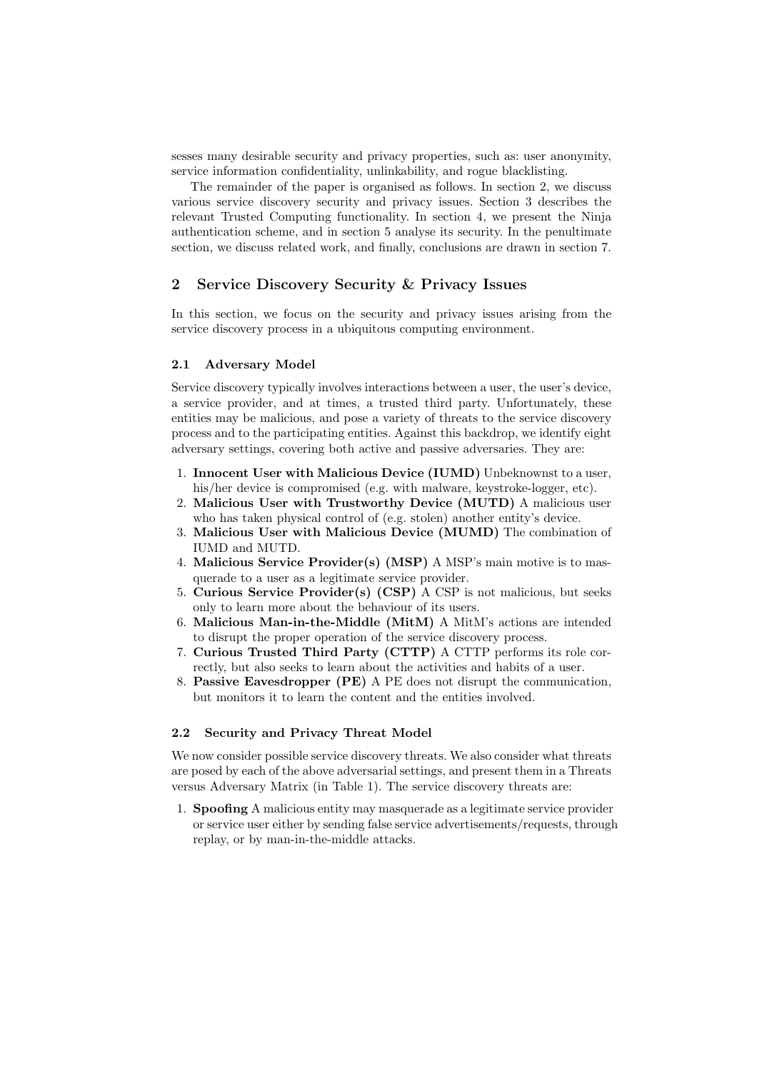sesses many desirable security and privacy properties, such as: user anonymity, service information confidentiality, unlinkability, and rogue blacklisting.

The remainder of the paper is organised as follows. In section 2, we discuss various service discovery security and privacy issues. Section 3 describes the relevant Trusted Computing functionality. In section 4, we present the Ninja authentication scheme, and in section 5 analyse its security. In the penultimate section, we discuss related work, and finally, conclusions are drawn in section 7.

## 2 Service Discovery Security & Privacy Issues

In this section, we focus on the security and privacy issues arising from the service discovery process in a ubiquitous computing environment.

### 2.1 Adversary Model

Service discovery typically involves interactions between a user, the user's device, a service provider, and at times, a trusted third party. Unfortunately, these entities may be malicious, and pose a variety of threats to the service discovery process and to the participating entities. Against this backdrop, we identify eight adversary settings, covering both active and passive adversaries. They are:

1. **Innocent User with Malicious Device (IUMD)** Unbeknownst to a user, his/her device is compromised (e.g. with malware, keystroke-logger, etc).
2. **Malicious User with Trustworthy Device (MUTD)** A malicious user who has taken physical control of (e.g. stolen) another entity's device.
3. **Malicious User with Malicious Device (MUMD)** The combination of IUMD and MUTD.
4. **Malicious Service Provider(s) (MSP)** A MSP's main motive is to masquerade to a user as a legitimate service provider.
5. **Curious Service Provider(s) (CSP)** A CSP is not malicious, but seeks only to learn more about the behaviour of its users.
6. **Malicious Man-in-the-Middle (MitM)** A MitM's actions are intended to disrupt the proper operation of the service discovery process.
7. **Curious Trusted Third Party (CTTP)** A CTTP performs its role correctly, but also seeks to learn about the activities and habits of a user.
8. **Passive Eavesdropper (PE)** A PE does not disrupt the communication, but monitors it to learn the content and the entities involved.

### 2.2 Security and Privacy Threat Model

We now consider possible service discovery threats. We also consider what threats are posed by each of the above adversarial settings, and present them in a Threats versus Adversary Matrix (in Table 1). The service discovery threats are:

1. **Spoofing** A malicious entity may masquerade as a legitimate service provider or service user either by sending false service advertisements/requests, through replay, or by man-in-the-middle attacks.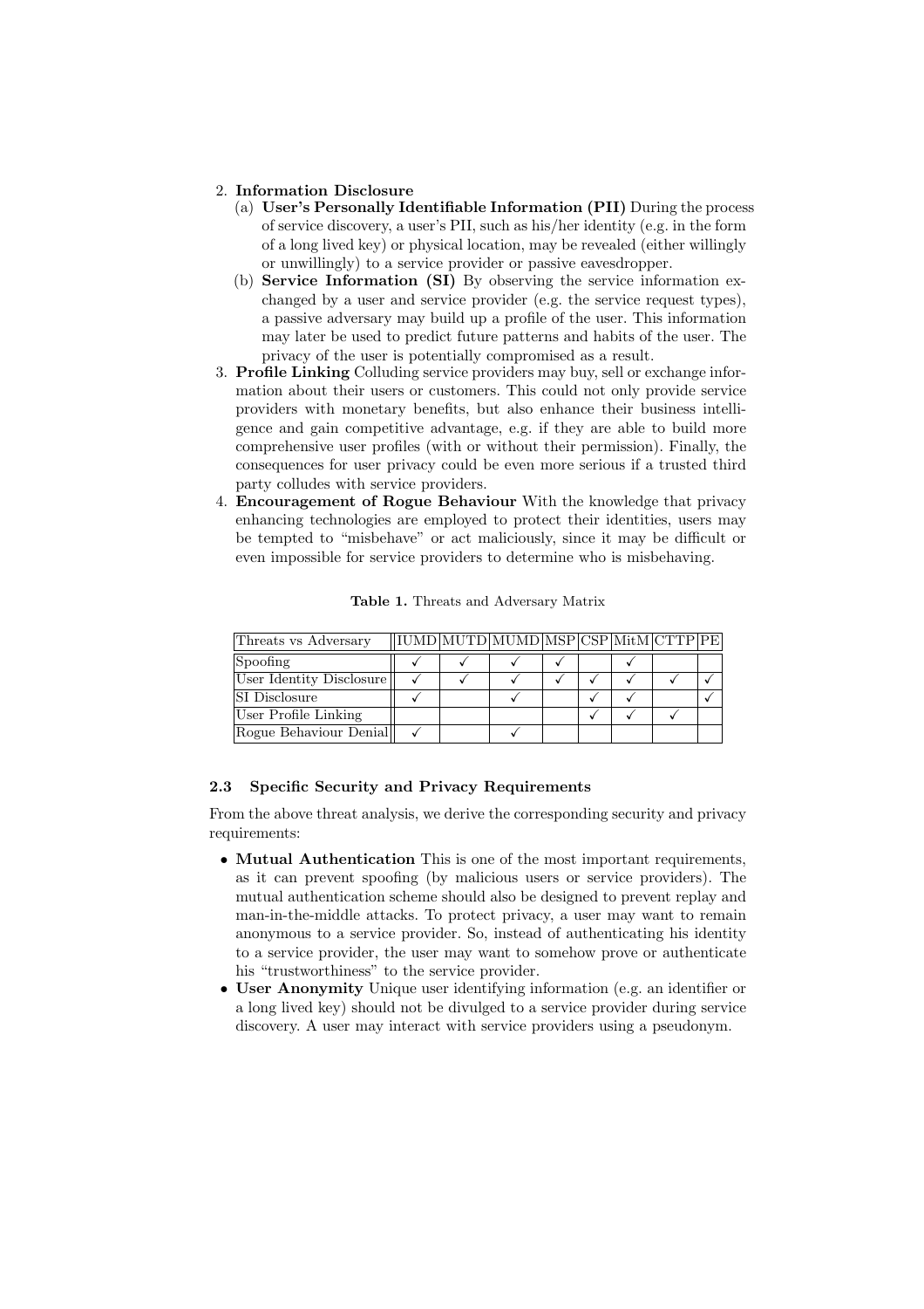2. **Information Disclosure**
   (a) **User's Personally Identifiable Information (PII)** During the process of service discovery, a user's PII, such as his/her identity (e.g. in the form of a long lived key) or physical location, may be revealed (either willingly or unwillingly) to a service provider or passive eavesdropper.
   (b) **Service Information (SI)** By observing the service information exchanged by a user and service provider (e.g. the service request types), a passive adversary may build up a profile of the user. This information may later be used to predict future patterns and habits of the user. The privacy of the user is potentially compromised as a result.
3. **Profile Linking** Colluding service providers may buy, sell or exchange information about their users or customers. This could not only provide service providers with monetary benefits, but also enhance their business intelligence and gain competitive advantage, e.g. if they are able to build more comprehensive user profiles (with or without their permission). Finally, the consequences for user privacy could be even more serious if a trusted third party colludes with service providers.
4. **Encouragement of Rogue Behaviour** With the knowledge that privacy enhancing technologies are employed to protect their identities, users may be tempted to "misbehave" or act maliciously, since it may be difficult or even impossible for service providers to determine who is misbehaving.

**Table 1.** Threats and Adversary Matrix

| Threats vs Adversary | IUMD | MUTD | MUMD | MSP | CSP | MitM | CTTP | PE |
|---|---|---|---|---|---|---|---|---|
| Spoofing | ✓ | ✓ | ✓ | ✓ | | ✓ | | |
| User Identity Disclosure | ✓ | ✓ | ✓ | ✓ | ✓ | ✓ | ✓ | ✓ |
| SI Disclosure | ✓ | | ✓ | | ✓ | ✓ | | ✓ |
| User Profile Linking | | | | | ✓ | ✓ | ✓ | |
| Rogue Behaviour Denial | ✓ | | ✓ | | | | | |

### 2.3 Specific Security and Privacy Requirements

From the above threat analysis, we derive the corresponding security and privacy requirements:

- **Mutual Authentication** This is one of the most important requirements, as it can prevent spoofing (by malicious users or service providers). The mutual authentication scheme should also be designed to prevent replay and man-in-the-middle attacks. To protect privacy, a user may want to remain anonymous to a service provider. So, instead of authenticating his identity to a service provider, the user may want to somehow prove or authenticate his "trustworthiness" to the service provider.
- **User Anonymity** Unique user identifying information (e.g. an identifier or a long lived key) should not be divulged to a service provider during service discovery. A user may interact with service providers using a pseudonym.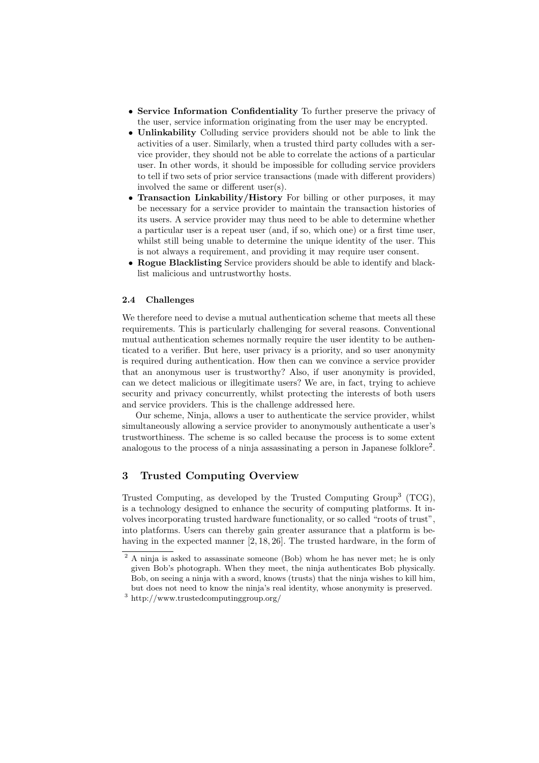- **Service Information Confidentiality** To further preserve the privacy of the user, service information originating from the user may be encrypted.
- **Unlinkability** Colluding service providers should not be able to link the activities of a user. Similarly, when a trusted third party colludes with a service provider, they should not be able to correlate the actions of a particular user. In other words, it should be impossible for colluding service providers to tell if two sets of prior service transactions (made with different providers) involved the same or different user(s).
- **Transaction Linkability/History** For billing or other purposes, it may be necessary for a service provider to maintain the transaction histories of its users. A service provider may thus need to be able to determine whether a particular user is a repeat user (and, if so, which one) or a first time user, whilst still being unable to determine the unique identity of the user. This is not always a requirement, and providing it may require user consent.
- **Rogue Blacklisting** Service providers should be able to identify and blacklist malicious and untrustworthy hosts.

### 2.4 Challenges

We therefore need to devise a mutual authentication scheme that meets all these requirements. This is particularly challenging for several reasons. Conventional mutual authentication schemes normally require the user identity to be authenticated to a verifier. But here, user privacy is a priority, and so user anonymity is required during authentication. How then can we convince a service provider that an anonymous user is trustworthy? Also, if user anonymity is provided, can we detect malicious or illegitimate users? We are, in fact, trying to achieve security and privacy concurrently, whilst protecting the interests of both users and service providers. This is the challenge addressed here.

Our scheme, Ninja, allows a user to authenticate the service provider, whilst simultaneously allowing a service provider to anonymously authenticate a user's trustworthiness. The scheme is so called because the process is to some extent analogous to the process of a ninja assassinating a person in Japanese folklore[2].

## 3 Trusted Computing Overview

Trusted Computing, as developed by the Trusted Computing Group[3] (TCG), is a technology designed to enhance the security of computing platforms. It involves incorporating trusted hardware functionality, or so called "roots of trust", into platforms. Users can thereby gain greater assurance that a platform is behaving in the expected manner [2, 18, 26]. The trusted hardware, in the form of

[2] A ninja is asked to assassinate someone (Bob) whom he has never met; he is only given Bob's photograph. When they meet, the ninja authenticates Bob physically. Bob, on seeing a ninja with a sword, knows (trusts) that the ninja wishes to kill him, but does not need to know the ninja's real identity, whose anonymity is preserved.

[3] http://www.trustedcomputinggroup.org/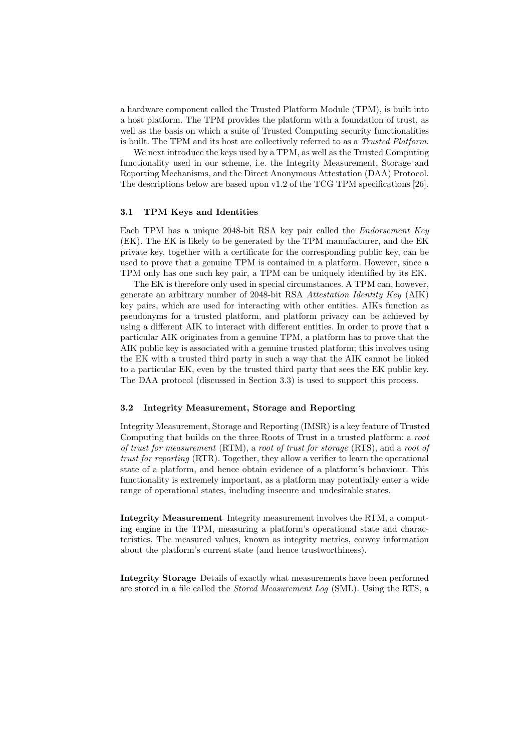a hardware component called the Trusted Platform Module (TPM), is built into a host platform. The TPM provides the platform with a foundation of trust, as well as the basis on which a suite of Trusted Computing security functionalities is built. The TPM and its host are collectively referred to as a *Trusted Platform*.

We next introduce the keys used by a TPM, as well as the Trusted Computing functionality used in our scheme, i.e. the Integrity Measurement, Storage and Reporting Mechanisms, and the Direct Anonymous Attestation (DAA) Protocol. The descriptions below are based upon v1.2 of the TCG TPM specifications [26].

### 3.1 TPM Keys and Identities

Each TPM has a unique 2048-bit RSA key pair called the *Endorsement Key* (EK). The EK is likely to be generated by the TPM manufacturer, and the EK private key, together with a certificate for the corresponding public key, can be used to prove that a genuine TPM is contained in a platform. However, since a TPM only has one such key pair, a TPM can be uniquely identified by its EK.

The EK is therefore only used in special circumstances. A TPM can, however, generate an arbitrary number of 2048-bit RSA *Attestation Identity Key* (AIK) key pairs, which are used for interacting with other entities. AIKs function as pseudonyms for a trusted platform, and platform privacy can be achieved by using a different AIK to interact with different entities. In order to prove that a particular AIK originates from a genuine TPM, a platform has to prove that the AIK public key is associated with a genuine trusted platform; this involves using the EK with a trusted third party in such a way that the AIK cannot be linked to a particular EK, even by the trusted third party that sees the EK public key. The DAA protocol (discussed in Section 3.3) is used to support this process.

### 3.2 Integrity Measurement, Storage and Reporting

Integrity Measurement, Storage and Reporting (IMSR) is a key feature of Trusted Computing that builds on the three Roots of Trust in a trusted platform: a *root of trust for measurement* (RTM), a *root of trust for storage* (RTS), and a *root of trust for reporting* (RTR). Together, they allow a verifier to learn the operational state of a platform, and hence obtain evidence of a platform's behaviour. This functionality is extremely important, as a platform may potentially enter a wide range of operational states, including insecure and undesirable states.

**Integrity Measurement** Integrity measurement involves the RTM, a computing engine in the TPM, measuring a platform's operational state and characteristics. The measured values, known as integrity metrics, convey information about the platform's current state (and hence trustworthiness).

**Integrity Storage** Details of exactly what measurements have been performed are stored in a file called the *Stored Measurement Log* (SML). Using the RTS, a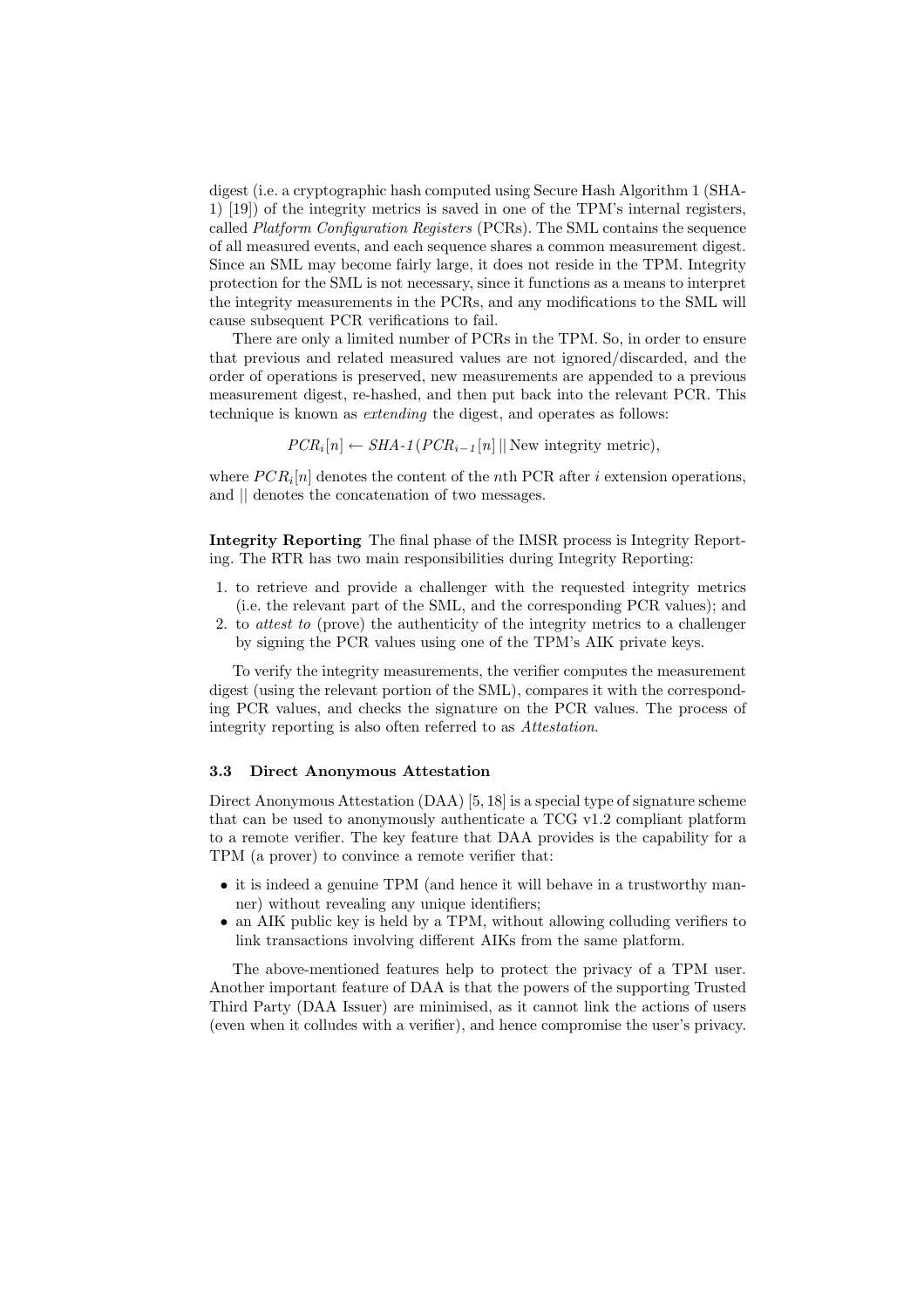digest (i.e. a cryptographic hash computed using Secure Hash Algorithm 1 (SHA-1) [19]) of the integrity metrics is saved in one of the TPM's internal registers, called *Platform Configuration Registers* (PCRs). The SML contains the sequence of all measured events, and each sequence shares a common measurement digest. Since an SML may become fairly large, it does not reside in the TPM. Integrity protection for the SML is not necessary, since it functions as a means to interpret the integrity measurements in the PCRs, and any modifications to the SML will cause subsequent PCR verifications to fail.

There are only a limited number of PCRs in the TPM. So, in order to ensure that previous and related measured values are not ignored/discarded, and the order of operations is preserved, new measurements are appended to a previous measurement digest, re-hashed, and then put back into the relevant PCR. This technique is known as *extending* the digest, and operates as follows:

$$PCR_i[n] \leftarrow \textit{SHA-1}(PCR_{i-1}[n] \,||\, \text{New integrity metric}),$$

where $PCR_i[n]$ denotes the content of the $n$th PCR after $i$ extension operations, and $||$ denotes the concatenation of two messages.

**Integrity Reporting** The final phase of the IMSR process is Integrity Reporting. The RTR has two main responsibilities during Integrity Reporting:

1. to retrieve and provide a challenger with the requested integrity metrics (i.e. the relevant part of the SML, and the corresponding PCR values); and
2. to *attest to* (prove) the authenticity of the integrity metrics to a challenger by signing the PCR values using one of the TPM's AIK private keys.

To verify the integrity measurements, the verifier computes the measurement digest (using the relevant portion of the SML), compares it with the corresponding PCR values, and checks the signature on the PCR values. The process of integrity reporting is also often referred to as *Attestation*.

### 3.3 Direct Anonymous Attestation

Direct Anonymous Attestation (DAA) [5, 18] is a special type of signature scheme that can be used to anonymously authenticate a TCG v1.2 compliant platform to a remote verifier. The key feature that DAA provides is the capability for a TPM (a prover) to convince a remote verifier that:

- it is indeed a genuine TPM (and hence it will behave in a trustworthy manner) without revealing any unique identifiers;
- an AIK public key is held by a TPM, without allowing colluding verifiers to link transactions involving different AIKs from the same platform.

The above-mentioned features help to protect the privacy of a TPM user. Another important feature of DAA is that the powers of the supporting Trusted Third Party (DAA Issuer) are minimised, as it cannot link the actions of users (even when it colludes with a verifier), and hence compromise the user's privacy.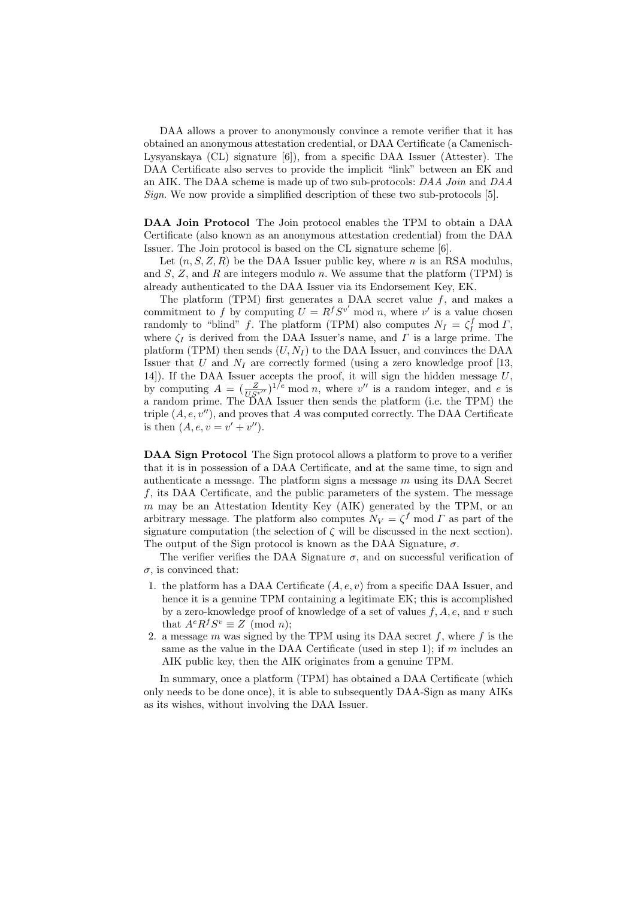DAA allows a prover to anonymously convince a remote verifier that it has obtained an anonymous attestation credential, or DAA Certificate (a Camenisch-Lysyanskaya (CL) signature [6]), from a specific DAA Issuer (Attester). The DAA Certificate also serves to provide the implicit "link" between an EK and an AIK. The DAA scheme is made up of two sub-protocols: *DAA Join* and *DAA Sign*. We now provide a simplified description of these two sub-protocols [5].

**DAA Join Protocol** The Join protocol enables the TPM to obtain a DAA Certificate (also known as an anonymous attestation credential) from the DAA Issuer. The Join protocol is based on the CL signature scheme [6].

Let $(n, S, Z, R)$ be the DAA Issuer public key, where $n$ is an RSA modulus, and $S$, $Z$, and $R$ are integers modulo $n$. We assume that the platform (TPM) is already authenticated to the DAA Issuer via its Endorsement Key, EK.

The platform (TPM) first generates a DAA secret value $f$, and makes a commitment to $f$ by computing $U = R^f S^{v'} \bmod n$, where $v'$ is a value chosen randomly to "blind" $f$. The platform (TPM) also computes $N_I = \zeta_I^f \bmod \Gamma$, where $\zeta_I$ is derived from the DAA Issuer's name, and $\Gamma$ is a large prime. The platform (TPM) then sends $(U, N_I)$ to the DAA Issuer, and convinces the DAA Issuer that $U$ and $N_I$ are correctly formed (using a zero knowledge proof [13, 14]). If the DAA Issuer accepts the proof, it will sign the hidden message $U$, by computing $A = (\frac{Z}{US^{v''}})^{1/e} \bmod n$, where $v''$ is a random integer, and $e$ is a random prime. The DAA Issuer then sends the platform (i.e. the TPM) the triple $(A, e, v'')$, and proves that $A$ was computed correctly. The DAA Certificate is then $(A, e, v = v' + v'')$.

**DAA Sign Protocol** The Sign protocol allows a platform to prove to a verifier that it is in possession of a DAA Certificate, and at the same time, to sign and authenticate a message. The platform signs a message $m$ using its DAA Secret $f$, its DAA Certificate, and the public parameters of the system. The message $m$ may be an Attestation Identity Key (AIK) generated by the TPM, or an arbitrary message. The platform also computes $N_V = \zeta^f \bmod \Gamma$ as part of the signature computation (the selection of $\zeta$ will be discussed in the next section). The output of the Sign protocol is known as the DAA Signature, $\sigma$.

The verifier verifies the DAA Signature $\sigma$, and on successful verification of $\sigma$, is convinced that:

1. the platform has a DAA Certificate $(A, e, v)$ from a specific DAA Issuer, and hence it is a genuine TPM containing a legitimate EK; this is accomplished by a zero-knowledge proof of knowledge of a set of values $f, A, e$, and $v$ such that $A^e R^f S^v \equiv Z \pmod{n}$;
2. a message $m$ was signed by the TPM using its DAA secret $f$, where $f$ is the same as the value in the DAA Certificate (used in step 1); if $m$ includes an AIK public key, then the AIK originates from a genuine TPM.

In summary, once a platform (TPM) has obtained a DAA Certificate (which only needs to be done once), it is able to subsequently DAA-Sign as many AIKs as its wishes, without involving the DAA Issuer.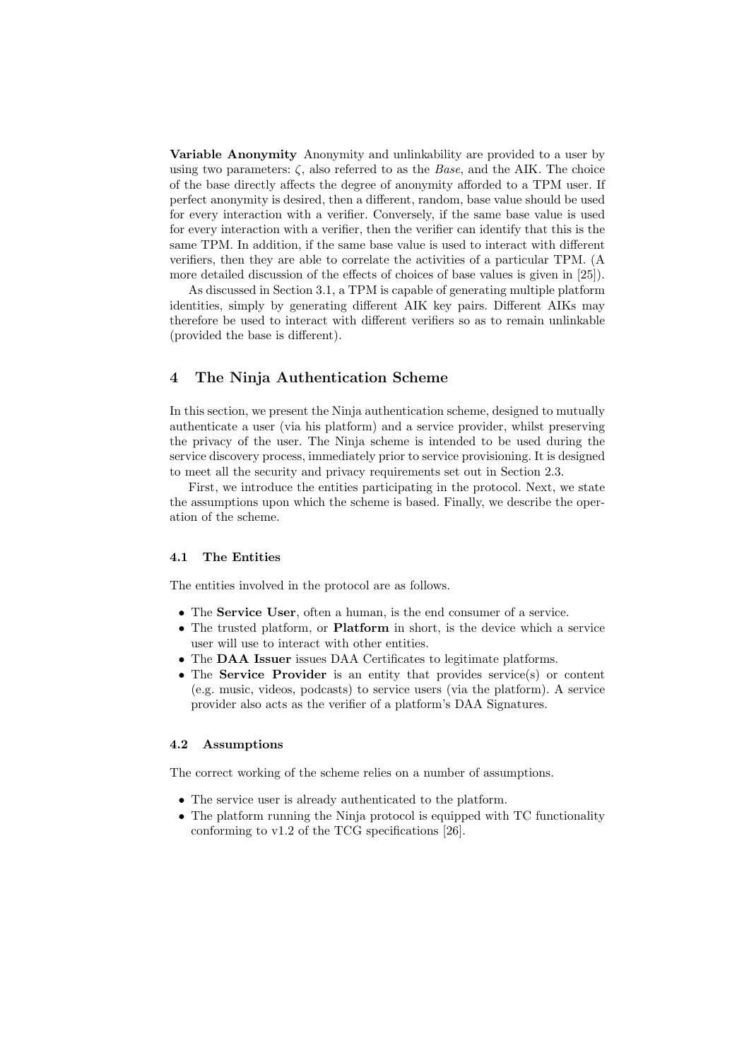**Variable Anonymity** Anonymity and unlinkability are provided to a user by using two parameters: $\zeta$, also referred to as the *Base*, and the AIK. The choice of the base directly affects the degree of anonymity afforded to a TPM user. If perfect anonymity is desired, then a different, random, base value should be used for every interaction with a verifier. Conversely, if the same base value is used for every interaction with a verifier, then the verifier can identify that this is the same TPM. In addition, if the same base value is used to interact with different verifiers, then they are able to correlate the activities of a particular TPM. (A more detailed discussion of the effects of choices of base values is given in [25]).

As discussed in Section 3.1, a TPM is capable of generating multiple platform identities, simply by generating different AIK key pairs. Different AIKs may therefore be used to interact with different verifiers so as to remain unlinkable (provided the base is different).

## 4 The Ninja Authentication Scheme

In this section, we present the Ninja authentication scheme, designed to mutually authenticate a user (via his platform) and a service provider, whilst preserving the privacy of the user. The Ninja scheme is intended to be used during the service discovery process, immediately prior to service provisioning. It is designed to meet all the security and privacy requirements set out in Section 2.3.

First, we introduce the entities participating in the protocol. Next, we state the assumptions upon which the scheme is based. Finally, we describe the operation of the scheme.

### 4.1 The Entities

The entities involved in the protocol are as follows.

- The **Service User**, often a human, is the end consumer of a service.
- The trusted platform, or **Platform** in short, is the device which a service user will use to interact with other entities.
- The **DAA Issuer** issues DAA Certificates to legitimate platforms.
- The **Service Provider** is an entity that provides service(s) or content (e.g. music, videos, podcasts) to service users (via the platform). A service provider also acts as the verifier of a platform's DAA Signatures.

### 4.2 Assumptions

The correct working of the scheme relies on a number of assumptions.

- The service user is already authenticated to the platform.
- The platform running the Ninja protocol is equipped with TC functionality conforming to v1.2 of the TCG specifications [26].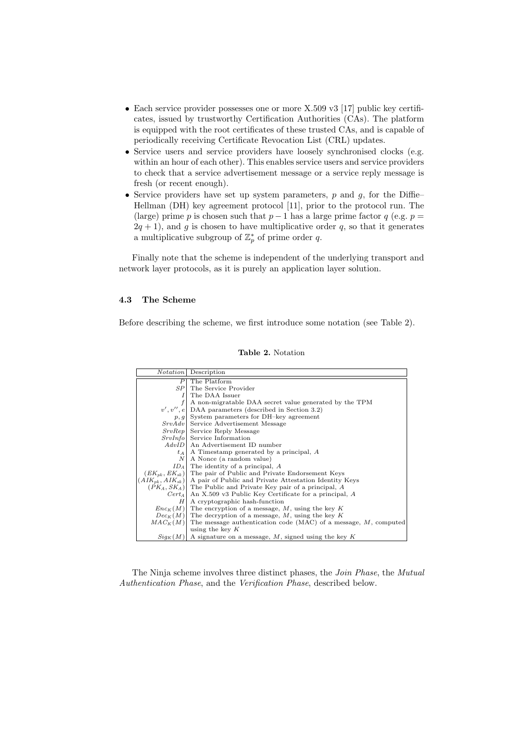- Each service provider possesses one or more X.509 v3 [17] public key certificates, issued by trustworthy Certification Authorities (CAs). The platform is equipped with the root certificates of these trusted CAs, and is capable of periodically receiving Certificate Revocation List (CRL) updates.
- Service users and service providers have loosely synchronised clocks (e.g. within an hour of each other). This enables service users and service providers to check that a service advertisement message or a service reply message is fresh (or recent enough).
- Service providers have set up system parameters, $p$ and $g$, for the Diffie–Hellman (DH) key agreement protocol [11], prior to the protocol run. The (large) prime $p$ is chosen such that $p-1$ has a large prime factor $q$ (e.g. $p = 2q + 1$), and $g$ is chosen to have multiplicative order $q$, so that it generates a multiplicative subgroup of $\mathbb{Z}_p^*$ of prime order $q$.

Finally note that the scheme is independent of the underlying transport and network layer protocols, as it is purely an application layer solution.

### 4.3 The Scheme

Before describing the scheme, we first introduce some notation (see Table 2).

**Table 2.** Notation

| *Notation* | Description |
|---:|---|
| $P$ | The Platform |
| $SP$ | The Service Provider |
| $I$ | The DAA Issuer |
| $f$ | A non-migratable DAA secret value generated by the TPM |
| $v', v'', e$ | DAA parameters (described in Section 3.2) |
| $p, g$ | System parameters for DH–key agreement |
| $SrvAdv$ | Service Advertisement Message |
| $SrvRep$ | Service Reply Message |
| $SrvInfo$ | Service Information |
| $AdvID$ | An Advertisement ID number |
| $t_A$ | A Timestamp generated by a principal, $A$ |
| $N$ | A Nonce (a random value) |
| $ID_A$ | The identity of a principal, $A$ |
| $(EK_{pk}, EK_{sk})$ | The pair of Public and Private Endorsement Keys |
| $(AIK_{pk}, AIK_{sk})$ | A pair of Public and Private Attestation Identity Keys |
| $(PK_A, SK_A)$ | The Public and Private Key pair of a principal, $A$ |
| $Cert_A$ | An X.509 v3 Public Key Certificate for a principal, $A$ |
| $H$ | A cryptographic hash-function |
| $Enc_K(M)$ | The encryption of a message, $M$, using the key $K$ |
| $Dec_K(M)$ | The decryption of a message, $M$, using the key $K$ |
| $MAC_K(M)$ | The message authentication code (MAC) of a message, $M$, computed using the key $K$ |
| $Sig_K(M)$ | A signature on a message, $M$, signed using the key $K$ |

The Ninja scheme involves three distinct phases, the *Join Phase*, the *Mutual Authentication Phase*, and the *Verification Phase*, described below.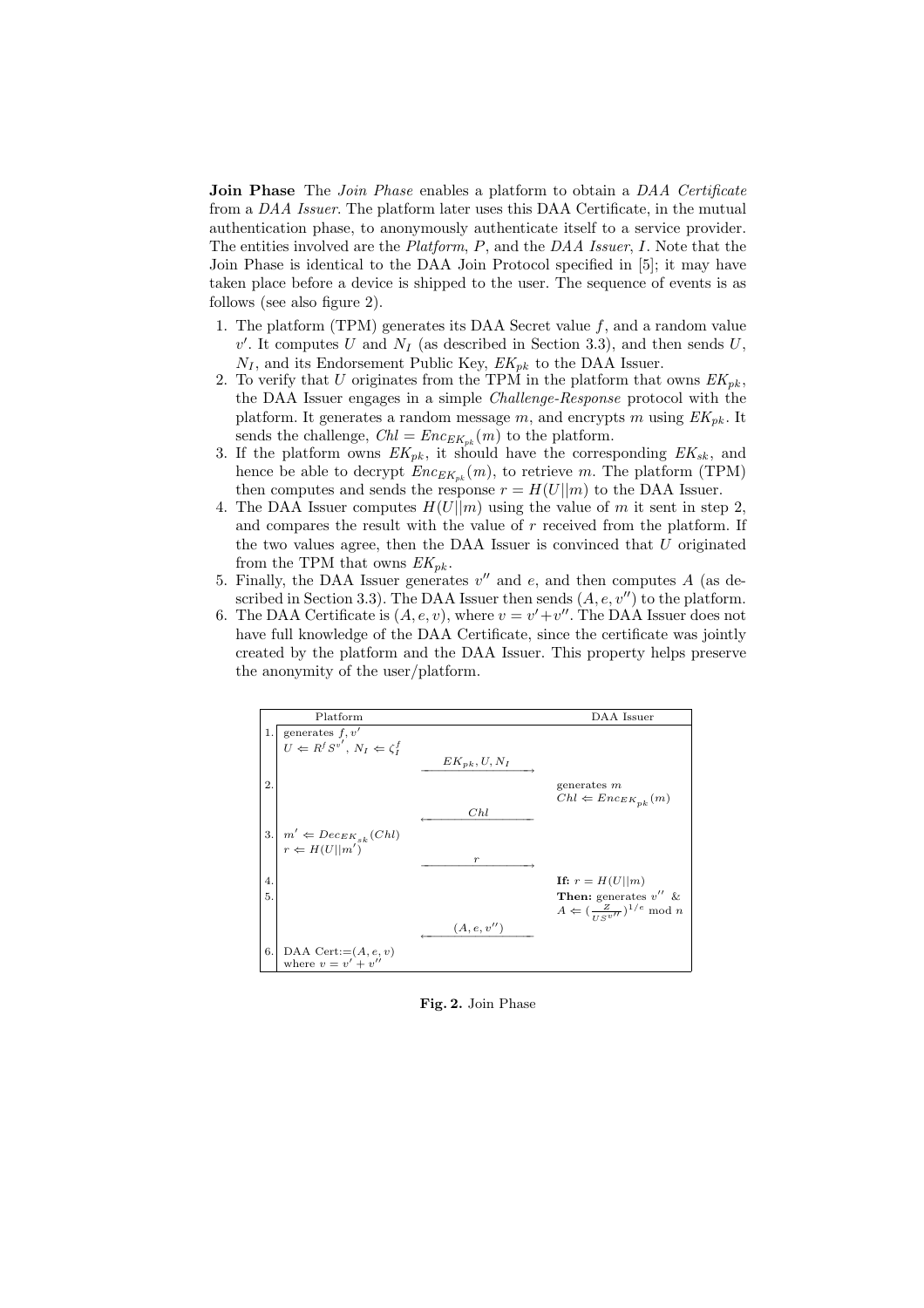**Join Phase** The *Join Phase* enables a platform to obtain a *DAA Certificate* from a *DAA Issuer*. The platform later uses this DAA Certificate, in the mutual authentication phase, to anonymously authenticate itself to a service provider. The entities involved are the *Platform*, $P$, and the *DAA Issuer*, $I$. Note that the Join Phase is identical to the DAA Join Protocol specified in [5]; it may have taken place before a device is shipped to the user. The sequence of events is as follows (see also figure 2).

1. The platform (TPM) generates its DAA Secret value $f$, and a random value $v'$. It computes $U$ and $N_I$ (as described in Section 3.3), and then sends $U$, $N_I$, and its Endorsement Public Key, $EK_{pk}$ to the DAA Issuer.
2. To verify that $U$ originates from the TPM in the platform that owns $EK_{pk}$, the DAA Issuer engages in a simple *Challenge-Response* protocol with the platform. It generates a random message $m$, and encrypts $m$ using $EK_{pk}$. It sends the challenge, $Chl = Enc_{EK_{pk}}(m)$ to the platform.
3. If the platform owns $EK_{pk}$, it should have the corresponding $EK_{sk}$, and hence be able to decrypt $Enc_{EK_{pk}}(m)$, to retrieve $m$. The platform (TPM) then computes and sends the response $r = H(U||m)$ to the DAA Issuer.
4. The DAA Issuer computes $H(U||m)$ using the value of $m$ it sent in step 2, and compares the result with the value of $r$ received from the platform. If the two values agree, then the DAA Issuer is convinced that $U$ originated from the TPM that owns $EK_{pk}$.
5. Finally, the DAA Issuer generates $v''$ and $e$, and then computes $A$ (as described in Section 3.3). The DAA Issuer then sends $(A, e, v'')$ to the platform.
6. The DAA Certificate is $(A, e, v)$, where $v = v' + v''$. The DAA Issuer does not have full knowledge of the DAA Certificate, since the certificate was jointly created by the platform and the DAA Issuer. This property helps preserve the anonymity of the user/platform.

| | Platform | | DAA Issuer |
|---|---|---|---|
| 1. | generates $f, v'$ <br> $U \Leftarrow R^f S^{v'}$, $N_I \Leftarrow \zeta_I^f$ | | |
| | | $EK_{pk}, U, N_I$ $\longrightarrow$ | |
| 2. | | | generates $m$ <br> $Chl \Leftarrow Enc_{EK_{pk}}(m)$ |
| | | $\longleftarrow$ $Chl$ | |
| 3. | $m' \Leftarrow Dec_{EK_{sk}}(Chl)$ <br> $r \Leftarrow H(U\|\|m')$ | | |
| | | $r$ $\longrightarrow$ | |
| 4. | | | **If:** $r = H(U\|\|m)$ |
| 5. | | | **Then:** generates $v''$ & <br> $A \Leftarrow (\frac{Z}{US^{v''}})^{1/e} \bmod n$ |
| | | $\longleftarrow$ $(A, e, v'')$ | |
| 6. | DAA Cert:=$(A, e, v)$ <br> where $v = v' + v''$ | | |

**Fig. 2.** Join Phase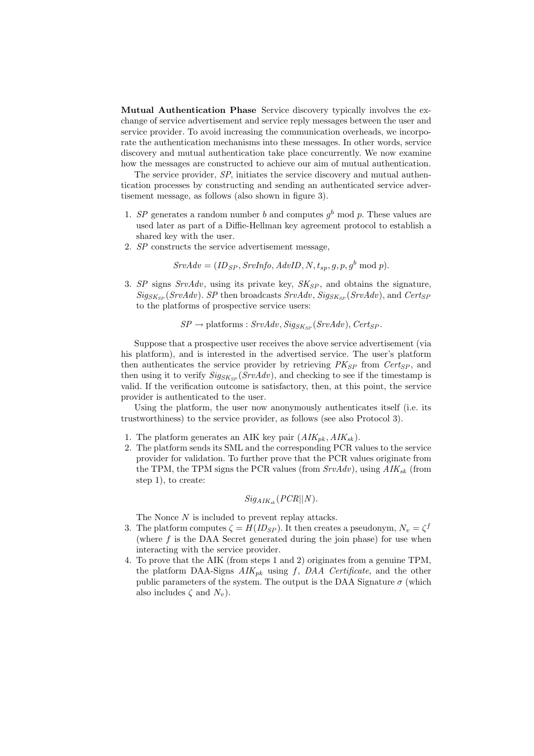**Mutual Authentication Phase** Service discovery typically involves the exchange of service advertisement and service reply messages between the user and service provider. To avoid increasing the communication overheads, we incorporate the authentication mechanisms into these messages. In other words, service discovery and mutual authentication take place concurrently. We now examine how the messages are constructed to achieve our aim of mutual authentication.

The service provider, *SP*, initiates the service discovery and mutual authentication processes by constructing and sending an authenticated service advertisement message, as follows (also shown in figure 3).

1. *SP* generates a random number $b$ and computes $g^b \bmod p$. These values are used later as part of a Diffie-Hellman key agreement protocol to establish a shared key with the user.
2. *SP* constructs the service advertisement message,
$$SrvAdv = (ID_{SP}, SrvInfo, AdvID, N, t_{sp}, g, p, g^b \bmod p).$$
3. *SP* signs *SrvAdv*, using its private key, $SK_{SP}$, and obtains the signature, $Sig_{SK_{SP}}(SrvAdv)$. *SP* then broadcasts *SrvAdv*, $Sig_{SK_{SP}}(SrvAdv)$, and $Cert_{SP}$ to the platforms of prospective service users:
$$SP \rightarrow \text{platforms} : SrvAdv, Sig_{SK_{SP}}(SrvAdv), Cert_{SP}.$$

Suppose that a prospective user receives the above service advertisement (via his platform), and is interested in the advertised service. The user's platform then authenticates the service provider by retrieving $PK_{SP}$ from $Cert_{SP}$, and then using it to verify $Sig_{SK_{SP}}(SrvAdv)$, and checking to see if the timestamp is valid. If the verification outcome is satisfactory, then, at this point, the service provider is authenticated to the user.

Using the platform, the user now anonymously authenticates itself (i.e. its trustworthiness) to the service provider, as follows (see also Protocol 3).

1. The platform generates an AIK key pair $(AIK_{pk}, AIK_{sk})$.
2. The platform sends its SML and the corresponding PCR values to the service provider for validation. To further prove that the PCR values originate from the TPM, the TPM signs the PCR values (from *SrvAdv*), using $AIK_{sk}$ (from step 1), to create:
$$Sig_{AIK_{sk}}(PCR||N).$$
The Nonce $N$ is included to prevent replay attacks.
3. The platform computes $\zeta = H(ID_{SP})$. It then creates a pseudonym, $N_v = \zeta^f$ (where $f$ is the DAA Secret generated during the join phase) for use when interacting with the service provider.
4. To prove that the AIK (from steps 1 and 2) originates from a genuine TPM, the platform DAA-Signs $AIK_{pk}$ using $f$, *DAA Certificate*, and the other public parameters of the system. The output is the DAA Signature $\sigma$ (which also includes $\zeta$ and $N_v$).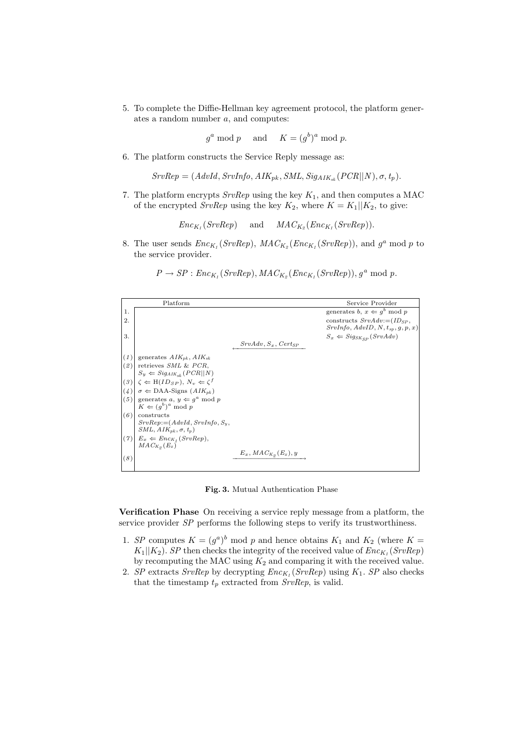5. To complete the Diffie-Hellman key agreement protocol, the platform generates a random number $a$, and computes:

$$g^a \bmod p \quad \text{and} \quad K = (g^b)^a \bmod p.$$

6. The platform constructs the Service Reply message as:

$$SrvRep = (AdvId, SrvInfo, AIK_{pk}, SML, Sig_{AIK_{sk}}(PCR||N), \sigma, t_p).$$

7. The platform encrypts $SrvRep$ using the key $K_1$, and then computes a MAC of the encrypted $SrvRep$ using the key $K_2$, where $K = K_1||K_2$, to give:

$$Enc_{K_1}(SrvRep) \quad \text{and} \quad MAC_{K_2}(Enc_{K_1}(SrvRep)).$$

8. The user sends $Enc_{K_1}(SrvRep)$, $MAC_{K_2}(Enc_{K_1}(SrvRep))$, and $g^a \bmod p$ to the service provider.

$$P \rightarrow SP : Enc_{K_1}(SrvRep), MAC_{K_2}(Enc_{K_1}(SrvRep)), g^a \bmod p.$$

| | Platform | | Service Provider |
|---|---|---|---|
| 1. | | | generates $b$, $x \Leftarrow g^b \bmod p$ |
| 2. | | | constructs $SrvAdv{:=}(ID_{SP}, SrvInfo, AdvID, N, t_{sp}, g, p, x)$ |
| 3. | | | $S_x \Leftarrow Sig_{SK_{SP}}(SrvAdv)$ |
| | | $\xleftarrow{SrvAdv, S_x, Cert_{SP}}$ | |
| (1) | generates $AIK_{pk}$, $AIK_{sk}$ | | |
| (2) | retrieves $SML$ & $PCR$, $S_y \Leftarrow Sig_{AIK_{sk}}(PCR\|\|N)$ | | |
| (3) | $\zeta \Leftarrow \mathrm{H}(ID_{SP})$, $N_v \Leftarrow \zeta^f$ | | |
| (4) | $\sigma \Leftarrow$ DAA-Signs $(AIK_{pk})$ | | |
| (5) | generates $a$, $y \Leftarrow g^a \bmod p$ $K \Leftarrow (g^b)^a \bmod p$ | | |
| (6) | constructs $SrvRep{:=}(AdvId, SrvInfo, S_y, SML, AIK_{pk}, \sigma, t_p)$ | | |
| (7) | $E_x \Leftarrow Enc_{K_1}(SrvRep)$, $MAC_{K_2}(E_x)$ | | |
| (8) | | $\xrightarrow{E_x, MAC_{K_2}(E_x), y}$ | |

**Fig. 3.** Mutual Authentication Phase

**Verification Phase** On receiving a service reply message from a platform, the service provider $SP$ performs the following steps to verify its trustworthiness.

1. $SP$ computes $K = (g^a)^b \bmod p$ and hence obtains $K_1$ and $K_2$ (where $K = K_1||K_2$). $SP$ then checks the integrity of the received value of $Enc_{K_1}(SrvRep)$ by recomputing the MAC using $K_2$ and comparing it with the received value.
2. $SP$ extracts $SrvRep$ by decrypting $Enc_{K_1}(SrvRep)$ using $K_1$. $SP$ also checks that the timestamp $t_p$ extracted from $SrvRep$, is valid.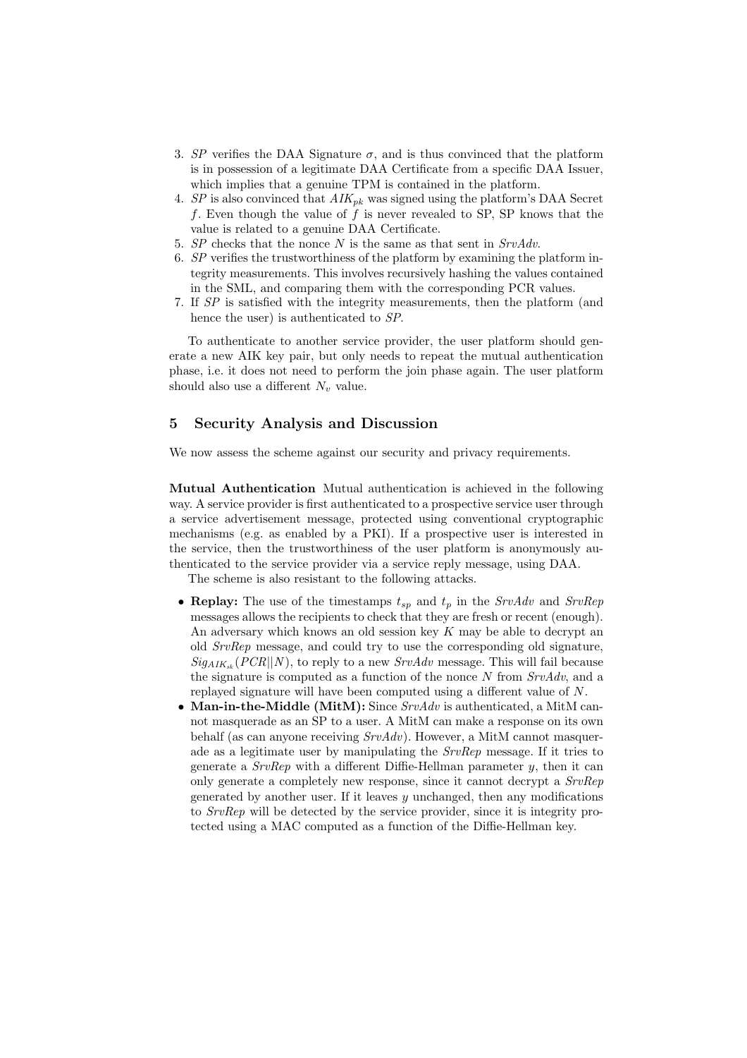3. *SP* verifies the DAA Signature $\sigma$, and is thus convinced that the platform is in possession of a legitimate DAA Certificate from a specific DAA Issuer, which implies that a genuine TPM is contained in the platform.
4. *SP* is also convinced that $AIK_{pk}$ was signed using the platform's DAA Secret $f$. Even though the value of $f$ is never revealed to SP, SP knows that the value is related to a genuine DAA Certificate.
5. *SP* checks that the nonce $N$ is the same as that sent in *SrvAdv*.
6. *SP* verifies the trustworthiness of the platform by examining the platform integrity measurements. This involves recursively hashing the values contained in the SML, and comparing them with the corresponding PCR values.
7. If *SP* is satisfied with the integrity measurements, then the platform (and hence the user) is authenticated to *SP*.

To authenticate to another service provider, the user platform should generate a new AIK key pair, but only needs to repeat the mutual authentication phase, i.e. it does not need to perform the join phase again. The user platform should also use a different $N_v$ value.

## 5 Security Analysis and Discussion

We now assess the scheme against our security and privacy requirements.

**Mutual Authentication** Mutual authentication is achieved in the following way. A service provider is first authenticated to a prospective service user through a service advertisement message, protected using conventional cryptographic mechanisms (e.g. as enabled by a PKI). If a prospective user is interested in the service, then the trustworthiness of the user platform is anonymously authenticated to the service provider via a service reply message, using DAA.

The scheme is also resistant to the following attacks.

- **Replay:** The use of the timestamps $t_{sp}$ and $t_p$ in the *SrvAdv* and *SrvRep* messages allows the recipients to check that they are fresh or recent (enough). An adversary which knows an old session key $K$ may be able to decrypt an old *SrvRep* message, and could try to use the corresponding old signature, $Sig_{AIK_{sk}}(PCR||N)$, to reply to a new *SrvAdv* message. This will fail because the signature is computed as a function of the nonce $N$ from *SrvAdv*, and a replayed signature will have been computed using a different value of $N$.
- **Man-in-the-Middle (MitM):** Since *SrvAdv* is authenticated, a MitM cannot masquerade as an SP to a user. A MitM can make a response on its own behalf (as can anyone receiving *SrvAdv*). However, a MitM cannot masquerade as a legitimate user by manipulating the *SrvRep* message. If it tries to generate a *SrvRep* with a different Diffie-Hellman parameter $y$, then it can only generate a completely new response, since it cannot decrypt a *SrvRep* generated by another user. If it leaves $y$ unchanged, then any modifications to *SrvRep* will be detected by the service provider, since it is integrity protected using a MAC computed as a function of the Diffie-Hellman key.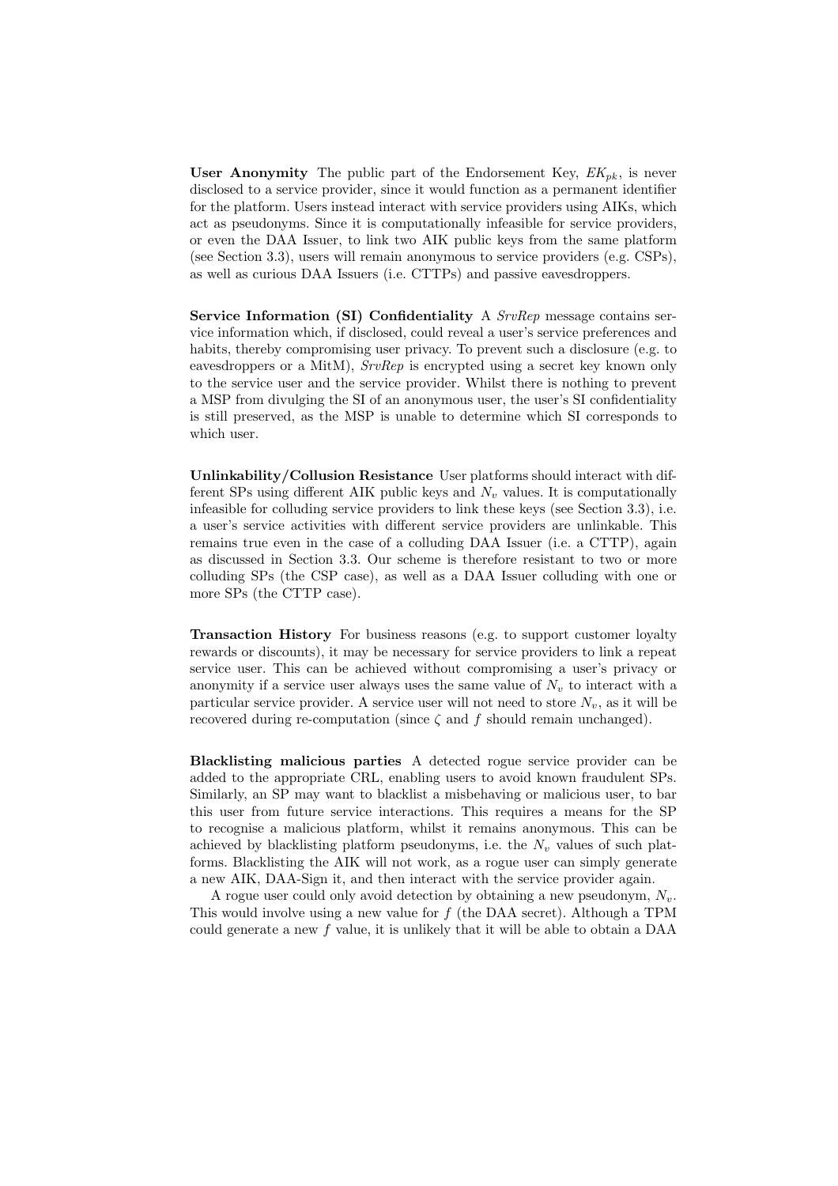**User Anonymity** The public part of the Endorsement Key, $EK_{pk}$, is never disclosed to a service provider, since it would function as a permanent identifier for the platform. Users instead interact with service providers using AIKs, which act as pseudonyms. Since it is computationally infeasible for service providers, or even the DAA Issuer, to link two AIK public keys from the same platform (see Section 3.3), users will remain anonymous to service providers (e.g. CSPs), as well as curious DAA Issuers (i.e. CTTPs) and passive eavesdroppers.

**Service Information (SI) Confidentiality** A *SrvRep* message contains service information which, if disclosed, could reveal a user's service preferences and habits, thereby compromising user privacy. To prevent such a disclosure (e.g. to eavesdroppers or a MitM), *SrvRep* is encrypted using a secret key known only to the service user and the service provider. Whilst there is nothing to prevent a MSP from divulging the SI of an anonymous user, the user's SI confidentiality is still preserved, as the MSP is unable to determine which SI corresponds to which user.

**Unlinkability/Collusion Resistance** User platforms should interact with different SPs using different AIK public keys and $N_v$ values. It is computationally infeasible for colluding service providers to link these keys (see Section 3.3), i.e. a user's service activities with different service providers are unlinkable. This remains true even in the case of a colluding DAA Issuer (i.e. a CTTP), again as discussed in Section 3.3. Our scheme is therefore resistant to two or more colluding SPs (the CSP case), as well as a DAA Issuer colluding with one or more SPs (the CTTP case).

**Transaction History** For business reasons (e.g. to support customer loyalty rewards or discounts), it may be necessary for service providers to link a repeat service user. This can be achieved without compromising a user's privacy or anonymity if a service user always uses the same value of $N_v$ to interact with a particular service provider. A service user will not need to store $N_v$, as it will be recovered during re-computation (since $\zeta$ and $f$ should remain unchanged).

**Blacklisting malicious parties** A detected rogue service provider can be added to the appropriate CRL, enabling users to avoid known fraudulent SPs. Similarly, an SP may want to blacklist a misbehaving or malicious user, to bar this user from future service interactions. This requires a means for the SP to recognise a malicious platform, whilst it remains anonymous. This can be achieved by blacklisting platform pseudonyms, i.e. the $N_v$ values of such platforms. Blacklisting the AIK will not work, as a rogue user can simply generate a new AIK, DAA-Sign it, and then interact with the service provider again.

A rogue user could only avoid detection by obtaining a new pseudonym, $N_v$. This would involve using a new value for $f$ (the DAA secret). Although a TPM could generate a new $f$ value, it is unlikely that it will be able to obtain a DAA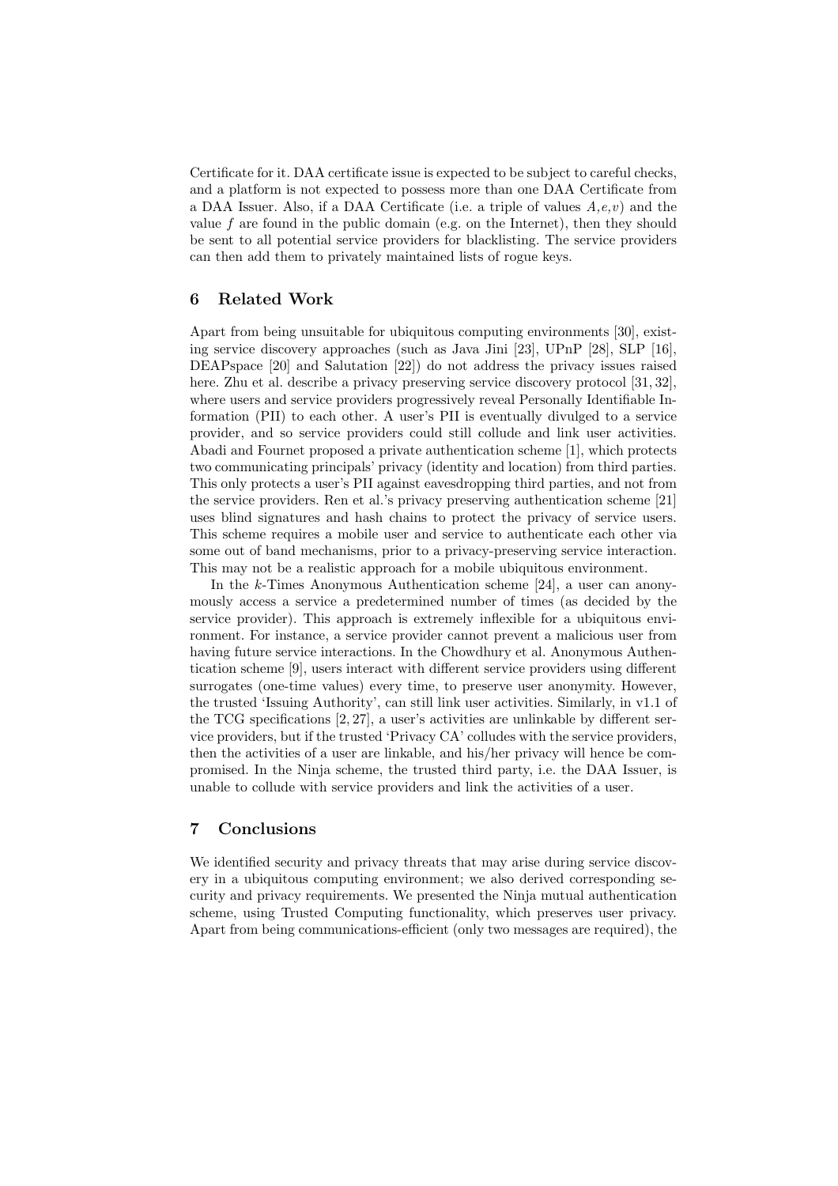Certificate for it. DAA certificate issue is expected to be subject to careful checks, and a platform is not expected to possess more than one DAA Certificate from a DAA Issuer. Also, if a DAA Certificate (i.e. a triple of values $A$,$e$,$v$) and the value $f$ are found in the public domain (e.g. on the Internet), then they should be sent to all potential service providers for blacklisting. The service providers can then add them to privately maintained lists of rogue keys.

## 6 Related Work

Apart from being unsuitable for ubiquitous computing environments [30], existing service discovery approaches (such as Java Jini [23], UPnP [28], SLP [16], DEAPspace [20] and Salutation [22]) do not address the privacy issues raised here. Zhu et al. describe a privacy preserving service discovery protocol [31, 32], where users and service providers progressively reveal Personally Identifiable Information (PII) to each other. A user's PII is eventually divulged to a service provider, and so service providers could still collude and link user activities. Abadi and Fournet proposed a private authentication scheme [1], which protects two communicating principals' privacy (identity and location) from third parties. This only protects a user's PII against eavesdropping third parties, and not from the service providers. Ren et al.'s privacy preserving authentication scheme [21] uses blind signatures and hash chains to protect the privacy of service users. This scheme requires a mobile user and service to authenticate each other via some out of band mechanisms, prior to a privacy-preserving service interaction. This may not be a realistic approach for a mobile ubiquitous environment.

In the $k$-Times Anonymous Authentication scheme [24], a user can anonymously access a service a predetermined number of times (as decided by the service provider). This approach is extremely inflexible for a ubiquitous environment. For instance, a service provider cannot prevent a malicious user from having future service interactions. In the Chowdhury et al. Anonymous Authentication scheme [9], users interact with different service providers using different surrogates (one-time values) every time, to preserve user anonymity. However, the trusted 'Issuing Authority', can still link user activities. Similarly, in v1.1 of the TCG specifications [2, 27], a user's activities are unlinkable by different service providers, but if the trusted 'Privacy CA' colludes with the service providers, then the activities of a user are linkable, and his/her privacy will hence be compromised. In the Ninja scheme, the trusted third party, i.e. the DAA Issuer, is unable to collude with service providers and link the activities of a user.

## 7 Conclusions

We identified security and privacy threats that may arise during service discovery in a ubiquitous computing environment; we also derived corresponding security and privacy requirements. We presented the Ninja mutual authentication scheme, using Trusted Computing functionality, which preserves user privacy. Apart from being communications-efficient (only two messages are required), the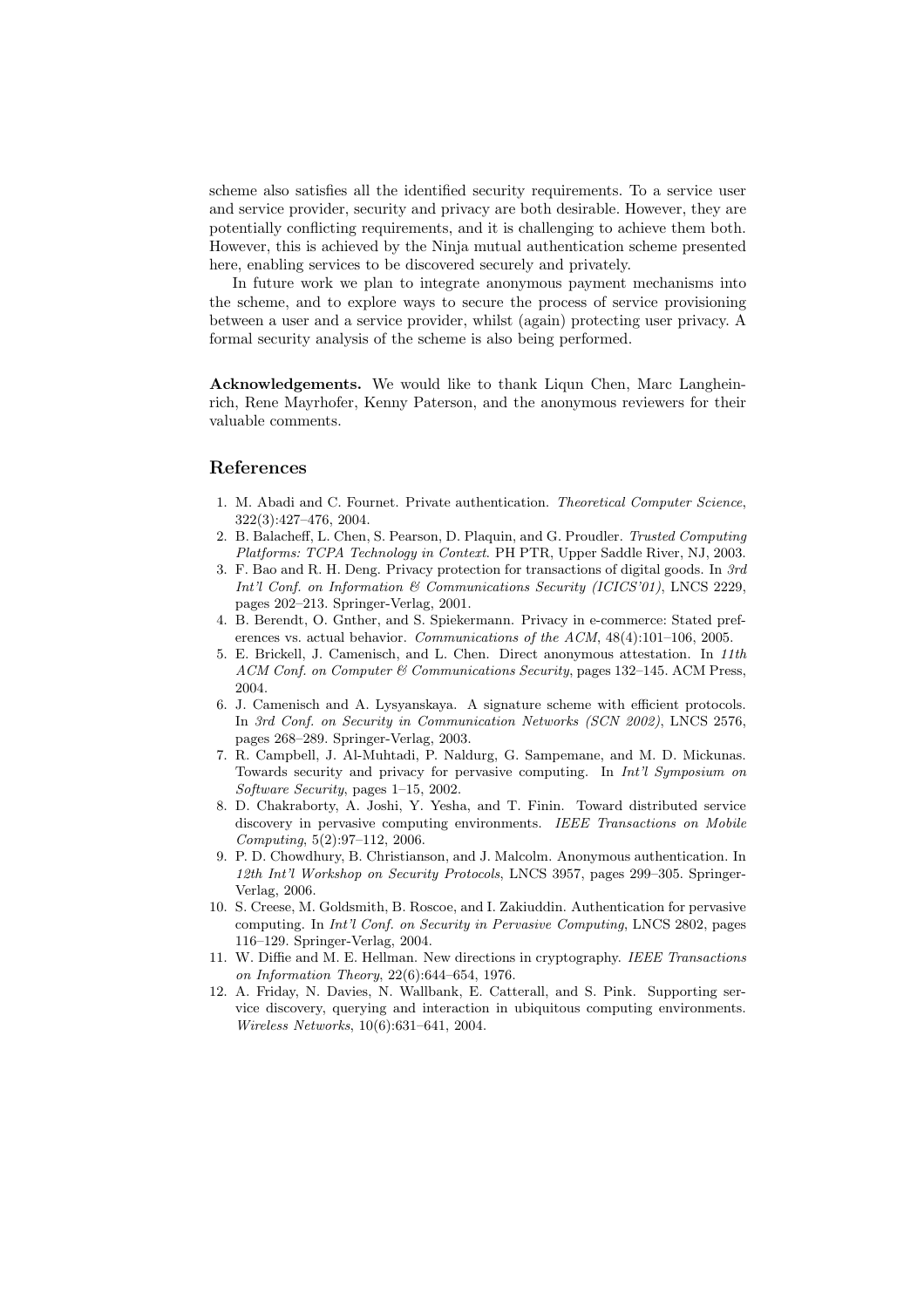scheme also satisfies all the identified security requirements. To a service user and service provider, security and privacy are both desirable. However, they are potentially conflicting requirements, and it is challenging to achieve them both. However, this is achieved by the Ninja mutual authentication scheme presented here, enabling services to be discovered securely and privately.

In future work we plan to integrate anonymous payment mechanisms into the scheme, and to explore ways to secure the process of service provisioning between a user and a service provider, whilst (again) protecting user privacy. A formal security analysis of the scheme is also being performed.

**Acknowledgements.** We would like to thank Liqun Chen, Marc Langheinrich, Rene Mayrhofer, Kenny Paterson, and the anonymous reviewers for their valuable comments.

## References

1. M. Abadi and C. Fournet. Private authentication. *Theoretical Computer Science*, 322(3):427–476, 2004.
2. B. Balacheff, L. Chen, S. Pearson, D. Plaquin, and G. Proudler. *Trusted Computing Platforms: TCPA Technology in Context*. PH PTR, Upper Saddle River, NJ, 2003.
3. F. Bao and R. H. Deng. Privacy protection for transactions of digital goods. In *3rd Int'l Conf. on Information & Communications Security (ICICS'01)*, LNCS 2229, pages 202–213. Springer-Verlag, 2001.
4. B. Berendt, O. Gnther, and S. Spiekermann. Privacy in e-commerce: Stated preferences vs. actual behavior. *Communications of the ACM*, 48(4):101–106, 2005.
5. E. Brickell, J. Camenisch, and L. Chen. Direct anonymous attestation. In *11th ACM Conf. on Computer & Communications Security*, pages 132–145. ACM Press, 2004.
6. J. Camenisch and A. Lysyanskaya. A signature scheme with efficient protocols. In *3rd Conf. on Security in Communication Networks (SCN 2002)*, LNCS 2576, pages 268–289. Springer-Verlag, 2003.
7. R. Campbell, J. Al-Muhtadi, P. Naldurg, G. Sampemane, and M. D. Mickunas. Towards security and privacy for pervasive computing. In *Int'l Symposium on Software Security*, pages 1–15, 2002.
8. D. Chakraborty, A. Joshi, Y. Yesha, and T. Finin. Toward distributed service discovery in pervasive computing environments. *IEEE Transactions on Mobile Computing*, 5(2):97–112, 2006.
9. P. D. Chowdhury, B. Christianson, and J. Malcolm. Anonymous authentication. In *12th Int'l Workshop on Security Protocols*, LNCS 3957, pages 299–305. Springer-Verlag, 2006.
10. S. Creese, M. Goldsmith, B. Roscoe, and I. Zakiuddin. Authentication for pervasive computing. In *Int'l Conf. on Security in Pervasive Computing*, LNCS 2802, pages 116–129. Springer-Verlag, 2004.
11. W. Diffie and M. E. Hellman. New directions in cryptography. *IEEE Transactions on Information Theory*, 22(6):644–654, 1976.
12. A. Friday, N. Davies, N. Wallbank, E. Catterall, and S. Pink. Supporting service discovery, querying and interaction in ubiquitous computing environments. *Wireless Networks*, 10(6):631–641, 2004.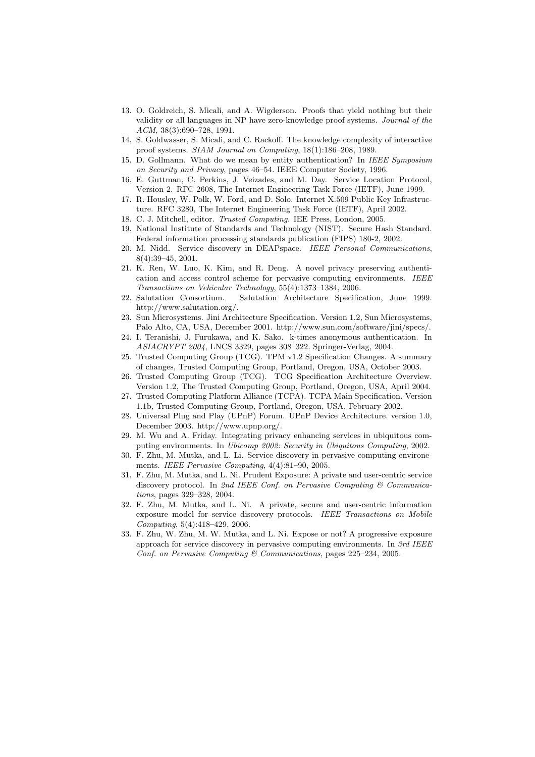13. O. Goldreich, S. Micali, and A. Wigderson. Proofs that yield nothing but their validity or all languages in NP have zero-knowledge proof systems. *Journal of the ACM*, 38(3):690–728, 1991.
14. S. Goldwasser, S. Micali, and C. Rackoff. The knowledge complexity of interactive proof systems. *SIAM Journal on Computing*, 18(1):186–208, 1989.
15. D. Gollmann. What do we mean by entity authentication? In *IEEE Symposium on Security and Privacy*, pages 46–54. IEEE Computer Society, 1996.
16. E. Guttman, C. Perkins, J. Veizades, and M. Day. Service Location Protocol, Version 2. RFC 2608, The Internet Engineering Task Force (IETF), June 1999.
17. R. Housley, W. Polk, W. Ford, and D. Solo. Internet X.509 Public Key Infrastructure. RFC 3280, The Internet Engineering Task Force (IETF), April 2002.
18. C. J. Mitchell, editor. *Trusted Computing*. IEE Press, London, 2005.
19. National Institute of Standards and Technology (NIST). Secure Hash Standard. Federal information processing standards publication (FIPS) 180-2, 2002.
20. M. Nidd. Service discovery in DEAPspace. *IEEE Personal Communications*, 8(4):39–45, 2001.
21. K. Ren, W. Luo, K. Kim, and R. Deng. A novel privacy preserving authentication and access control scheme for pervasive computing environments. *IEEE Transactions on Vehicular Technology*, 55(4):1373–1384, 2006.
22. Salutation Consortium. Salutation Architecture Specification, June 1999. http://www.salutation.org/.
23. Sun Microsystems. Jini Architecture Specification. Version 1.2, Sun Microsystems, Palo Alto, CA, USA, December 2001. http://www.sun.com/software/jini/specs/.
24. I. Teranishi, J. Furukawa, and K. Sako. k-times anonymous authentication. In *ASIACRYPT 2004*, LNCS 3329, pages 308–322. Springer-Verlag, 2004.
25. Trusted Computing Group (TCG). TPM v1.2 Specification Changes. A summary of changes, Trusted Computing Group, Portland, Oregon, USA, October 2003.
26. Trusted Computing Group (TCG). TCG Specification Architecture Overview. Version 1.2, The Trusted Computing Group, Portland, Oregon, USA, April 2004.
27. Trusted Computing Platform Alliance (TCPA). TCPA Main Specification. Version 1.1b, Trusted Computing Group, Portland, Oregon, USA, February 2002.
28. Universal Plug and Play (UPnP) Forum. UPnP Device Architecture. version 1.0, December 2003. http://www.upnp.org/.
29. M. Wu and A. Friday. Integrating privacy enhancing services in ubiquitous computing environments. In *Ubicomp 2002: Security in Ubiquitous Computing*, 2002.
30. F. Zhu, M. Mutka, and L. Li. Service discovery in pervasive computing environements. *IEEE Pervasive Computing*, 4(4):81–90, 2005.
31. F. Zhu, M. Mutka, and L. Ni. Prudent Exposure: A private and user-centric service discovery protocol. In *2nd IEEE Conf. on Pervasive Computing & Communications*, pages 329–328, 2004.
32. F. Zhu, M. Mutka, and L. Ni. A private, secure and user-centric information exposure model for service discovery protocols. *IEEE Transactions on Mobile Computing*, 5(4):418–429, 2006.
33. F. Zhu, W. Zhu, M. W. Mutka, and L. Ni. Expose or not? A progressive exposure approach for service discovery in pervasive computing environments. In *3rd IEEE Conf. on Pervasive Computing & Communications*, pages 225–234, 2005.